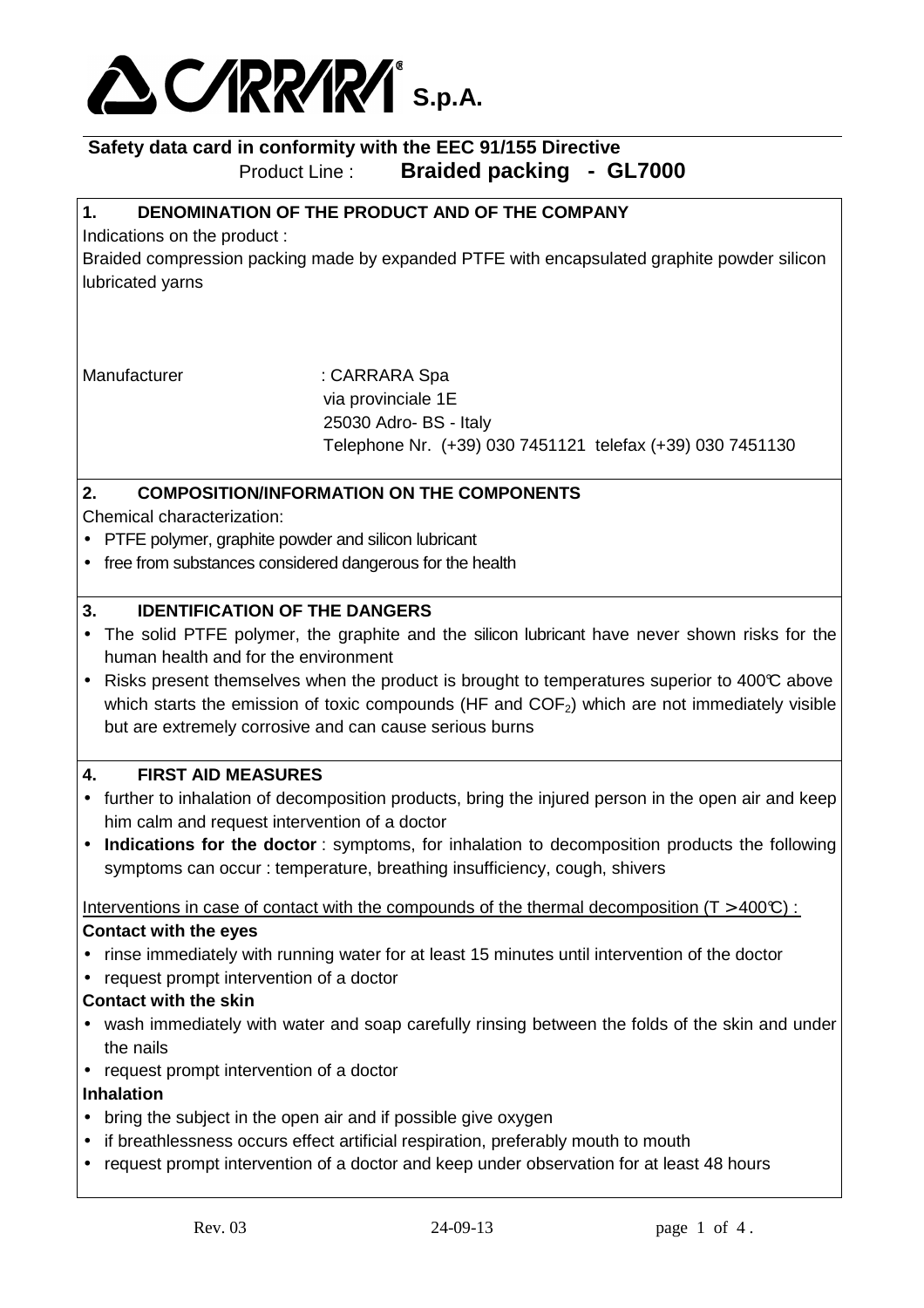# CARRARA S.p.A.

**Safety data card in conformity with the EEC 91/155 Directive**
Product Line : **Braided packing - GL7000**

## 1. DENOMINATION OF THE PRODUCT AND OF THE COMPANY

Indications on the product :
Braided compression packing made by expanded PTFE with encapsulated graphite powder silicon lubricated yarns

Manufacturer : CARRARA Spa
via provinciale 1E
25030 Adro- BS - Italy
Telephone Nr. (+39) 030 7451121 telefax (+39) 030 7451130

## 2. COMPOSITION/INFORMATION ON THE COMPONENTS

Chemical characterization:

- PTFE polymer, graphite powder and silicon lubricant
- free from substances considered dangerous for the health

## 3. IDENTIFICATION OF THE DANGERS

- The solid PTFE polymer, the graphite and the silicon lubricant have never shown risks for the human health and for the environment
- Risks present themselves when the product is brought to temperatures superior to 400℃ above which starts the emission of toxic compounds (HF and $COF_2$) which are not immediately visible but are extremely corrosive and can cause serious burns

## 4. FIRST AID MEASURES

- further to inhalation of decomposition products, bring the injured person in the open air and keep him calm and request intervention of a doctor
- **Indications for the doctor** : symptoms, for inhalation to decomposition products the following symptoms can occur : temperature, breathing insufficiency, cough, shivers

Interventions in case of contact with the compounds of the thermal decomposition (T > 400℃) :

**Contact with the eyes**

- rinse immediately with running water for at least 15 minutes until intervention of the doctor
- request prompt intervention of a doctor

**Contact with the skin**

- wash immediately with water and soap carefully rinsing between the folds of the skin and under the nails
- request prompt intervention of a doctor

**Inhalation**

- bring the subject in the open air and if possible give oxygen
- if breathlessness occurs effect artificial respiration, preferably mouth to mouth
- request prompt intervention of a doctor and keep under observation for at least 48 hours

Rev. 03 24-09-13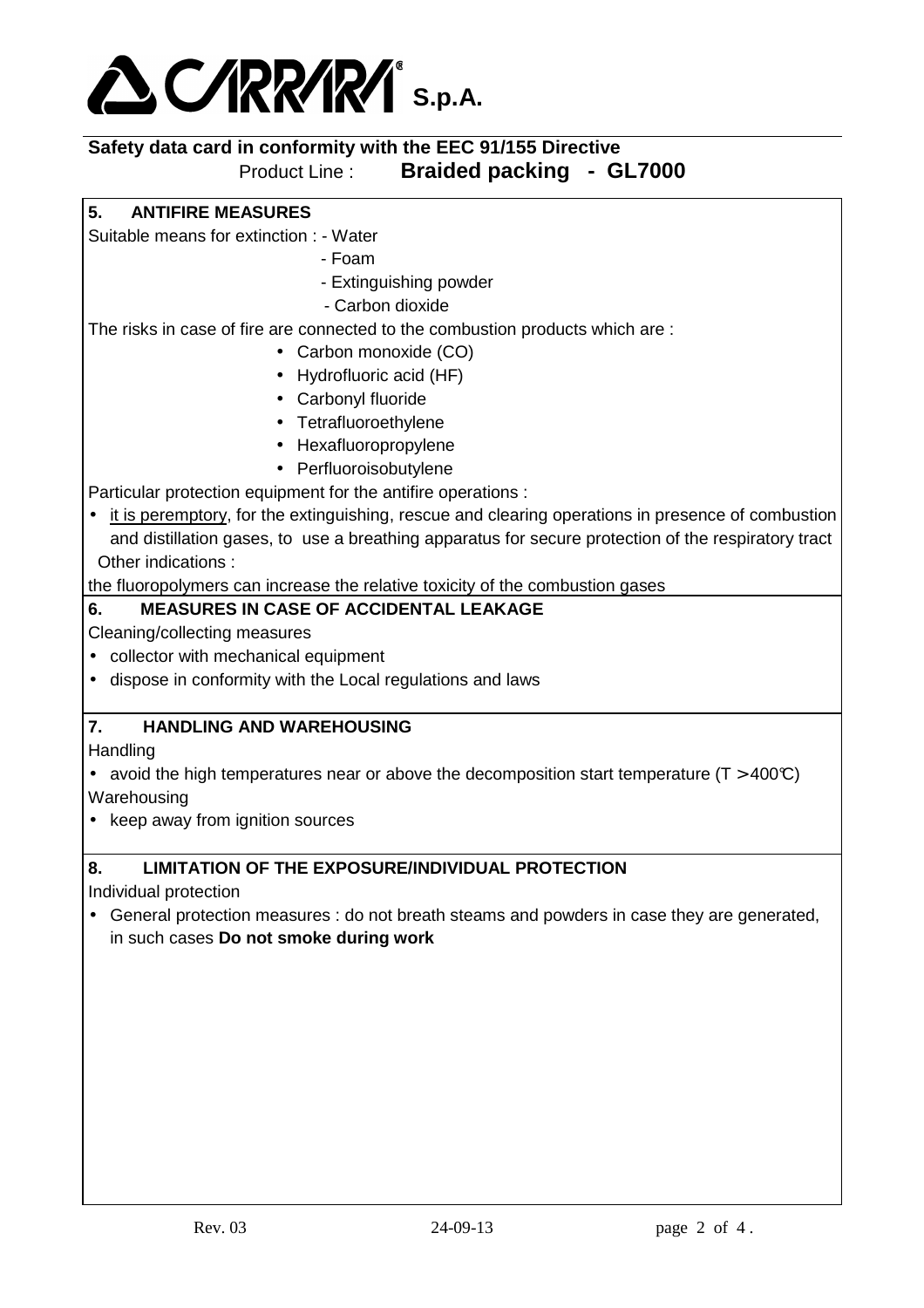**CARRARA S.p.A.**

**Safety data card in conformity with the EEC 91/155 Directive**

Product Line : **Braided packing - GL7000**

## 5. ANTIFIRE MEASURES

Suitable means for extinction :
- Water
- Foam
- Extinguishing powder
- Carbon dioxide

The risks in case of fire are connected to the combustion products which are :

- Carbon monoxide (CO)
- Hydrofluoric acid (HF)
- Carbonyl fluoride
- Tetrafluoroethylene
- Hexafluoropropylene
- Perfluoroisobutylene

Particular protection equipment for the antifire operations :

- it is peremptory, for the extinguishing, rescue and clearing operations in presence of combustion and distillation gases, to use a breathing apparatus for secure protection of the respiratory tract

Other indications :

the fluoropolymers can increase the relative toxicity of the combustion gases

## 6. MEASURES IN CASE OF ACCIDENTAL LEAKAGE

Cleaning/collecting measures

- collector with mechanical equipment
- dispose in conformity with the Local regulations and laws

## 7. HANDLING AND WAREHOUSING

Handling

- avoid the high temperatures near or above the decomposition start temperature ($T > 400°C$)

Warehousing

- keep away from ignition sources

## 8. LIMITATION OF THE EXPOSURE/INDIVIDUAL PROTECTION

Individual protection

- General protection measures : do not breath steams and powders in case they are generated, in such cases **Do not smoke during work**

Rev. 03 24-09-13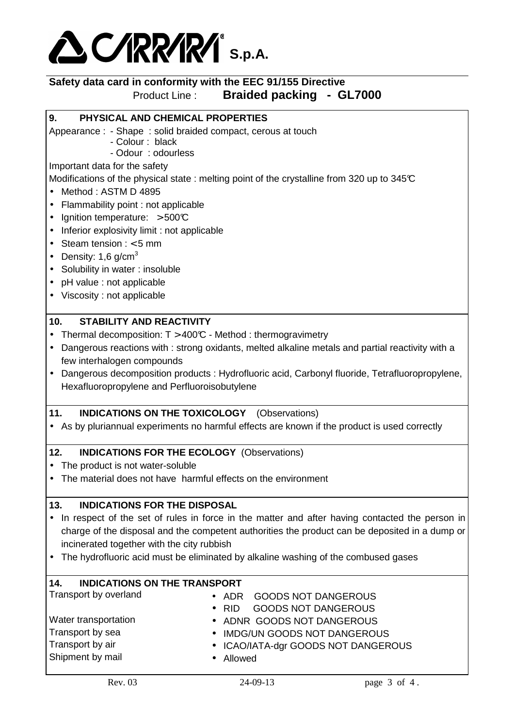# CARRARA S.p.A.

**Safety data card in conformity with the EEC 91/155 Directive**

Product Line : **Braided packing - GL7000**

## 9. PHYSICAL AND CHEMICAL PROPERTIES

Appearance : - Shape : solid braided compact, cerous at touch
- Colour : black
- Odour : odourless

Important data for the safety

Modifications of the physical state : melting point of the crystalline from 320 up to 345°C

- Method : ASTM D 4895
- Flammability point : not applicable
- Ignition temperature: >500°C
- Inferior explosivity limit : not applicable
- Steam tension : <5 mm
- Density: 1,6 g/cm$^3$
- Solubility in water : insoluble
- pH value : not applicable
- Viscosity : not applicable

## 10. STABILITY AND REACTIVITY

- Thermal decomposition: T >400°C - Method : thermogravimetry
- Dangerous reactions with : strong oxidants, melted alkaline metals and partial reactivity with a few interhalogen compounds
- Dangerous decomposition products : Hydrofluoric acid, Carbonyl fluoride, Tetrafluoropropylene, Hexafluoropropylene and Perfluoroisobutylene

## 11. INDICATIONS ON THE TOXICOLOGY (Observations)

- As by pluriannual experiments no harmful effects are known if the product is used correctly

## 12. INDICATIONS FOR THE ECOLOGY (Observations)

- The product is not water-soluble
- The material does not have harmful effects on the environment

## 13. INDICATIONS FOR THE DISPOSAL

- In respect of the set of rules in force in the matter and after having contacted the person in charge of the disposal and the competent authorities the product can be deposited in a dump or incinerated together with the city rubbish
- The hydrofluoric acid must be eliminated by alkaline washing of the combused gases

## 14. INDICATIONS ON THE TRANSPORT

| | |
|---|---|
| Transport by overland | • ADR GOODS NOT DANGEROUS |
| | • RID GOODS NOT DANGEROUS |
| Water transportation | • ADNR GOODS NOT DANGEROUS |
| Transport by sea | • IMDG/UN GOODS NOT DANGEROUS |
| Transport by air | • ICAO/IATA-dgr GOODS NOT DANGEROUS |
| Shipment by mail | • Allowed |

Rev. 03 24-09-13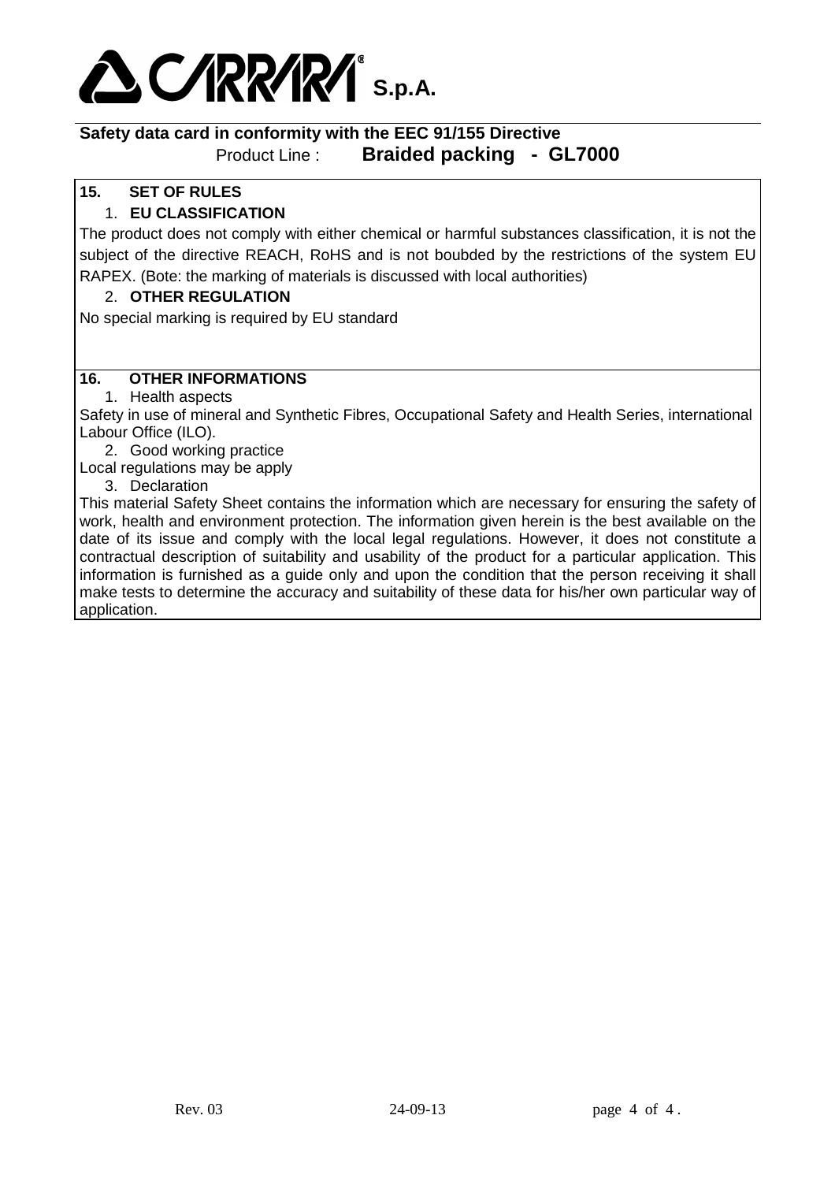**CARRARA S.p.A.**

**Safety data card in conformity with the EEC 91/155 Directive**

Product Line : **Braided packing - GL7000**

## 15. SET OF RULES

1. **EU CLASSIFICATION**

The product does not comply with either chemical or harmful substances classification, it is not the subject of the directive REACH, RoHS and is not boubded by the restrictions of the system EU RAPEX. (Bote: the marking of materials is discussed with local authorities)

2. **OTHER REGULATION**

No special marking is required by EU standard

## 16. OTHER INFORMATIONS

1. Health aspects

Safety in use of mineral and Synthetic Fibres, Occupational Safety and Health Series, international Labour Office (ILO).

2. Good working practice

Local regulations may be apply

3. Declaration

This material Safety Sheet contains the information which are necessary for ensuring the safety of work, health and environment protection. The information given herein is the best available on the date of its issue and comply with the local legal regulations. However, it does not constitute a contractual description of suitability and usability of the product for a particular application. This information is furnished as a guide only and upon the condition that the person receiving it shall make tests to determine the accuracy and suitability of these data for his/her own particular way of application.

Rev. 03 24-09-13